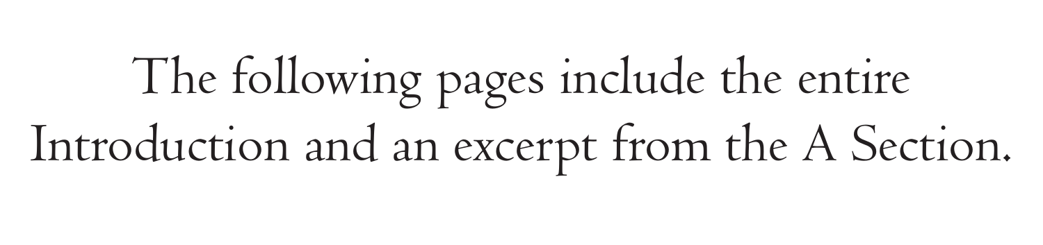The following pages include the entire Introduction and an excerpt from the A Section.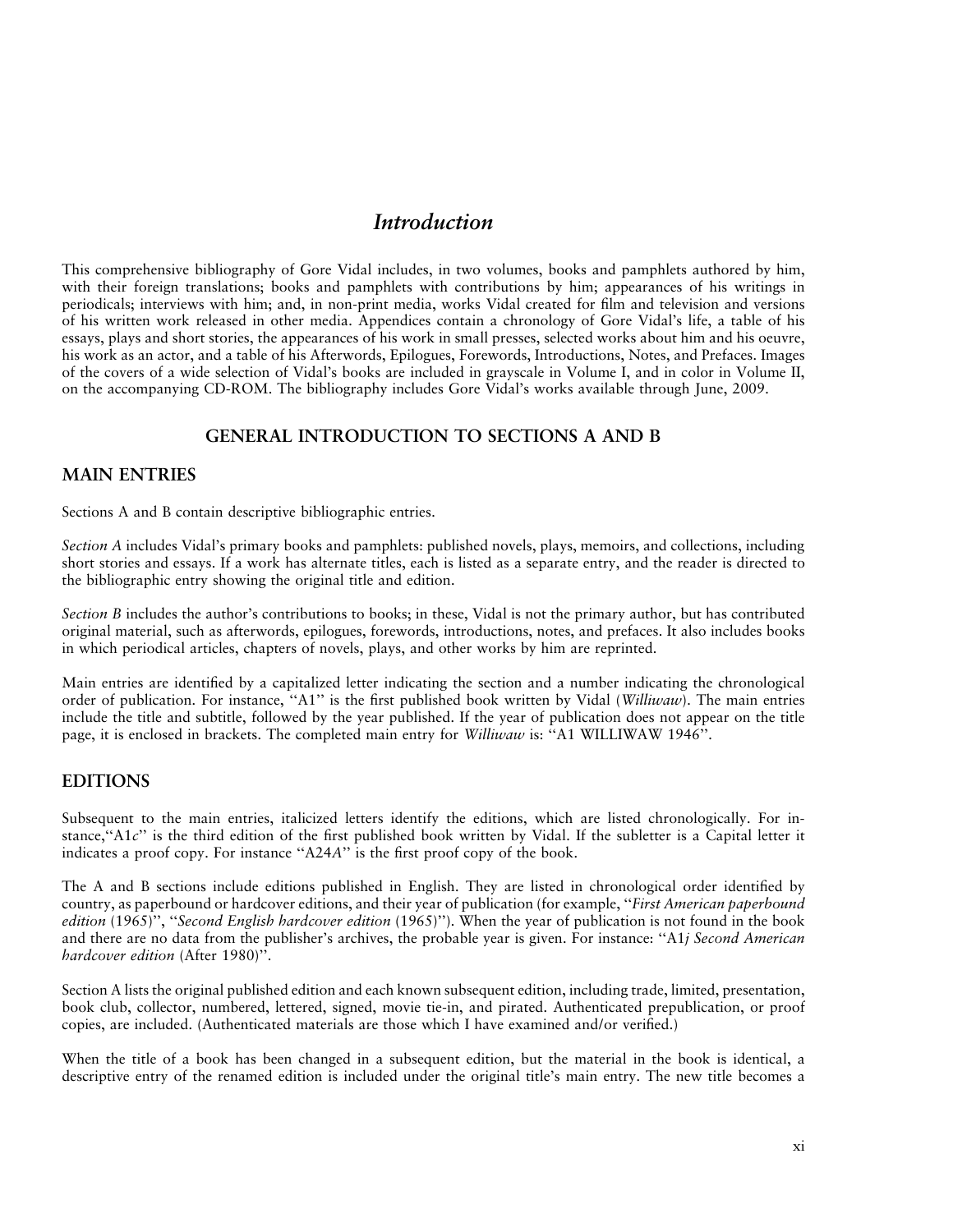# *Introduction*

This comprehensive bibliography of Gore Vidal includes, in two volumes, books and pamphlets authored by him, with their foreign translations; books and pamphlets with contributions by him; appearances of his writings in periodicals; interviews with him; and, in non-print media, works Vidal created for film and television and versions of his written work released in other media. Appendices contain a chronology of Gore Vidal's life, a table of his essays, plays and short stories, the appearances of his work in small presses, selected works about him and his oeuvre, his work as an actor, and a table of his Afterwords, Epilogues, Forewords, Introductions, Notes, and Prefaces. Images of the covers of a wide selection of Vidal's books are included in grayscale in Volume I, and in color in Volume II, on the accompanying CD-ROM. The bibliography includes Gore Vidal's works available through June, 2009.

## GENERAL INTRODUCTION TO SECTIONS A AND B

### MAIN ENTRIES

Sections A and B contain descriptive bibliographic entries.

*Section A* includes Vidal's primary books and pamphlets: published novels, plays, memoirs, and collections, including short stories and essays. If a work has alternate titles, each is listed as a separate entry, and the reader is directed to the bibliographic entry showing the original title and edition.

*Section B* includes the author's contributions to books; in these, Vidal is not the primary author, but has contributed original material, such as afterwords, epilogues, forewords, introductions, notes, and prefaces. It also includes books in which periodical articles, chapters of novels, plays, and other works by him are reprinted.

Main entries are identified by a capitalized letter indicating the section and a number indicating the chronological order of publication. For instance, "A1" is the first published book written by Vidal (*Williwaw*). The main entries include the title and subtitle, followed by the year published. If the year of publication does not appear on the title page, it is enclosed in brackets. The completed main entry for *Williwaw* is: "A1 WILLIWAW 1946".

### EDITIONS

Subsequent to the main entries, italicized letters identify the editions, which are listed chronologically. For instance,"A1*c*" is the third edition of the first published book written by Vidal. If the subletter is a Capital letter it indicates a proof copy. For instance "A24*A*" is the first proof copy of the book.

The A and B sections include editions published in English. They are listed in chronological order identified by country, as paperbound or hardcover editions, and their year of publication (for example, "*First American paperbound edition* (1965)", "*Second English hardcover edition* (1965)"). When the year of publication is not found in the book and there are no data from the publisher's archives, the probable year is given. For instance: "A1*j Second American hardcover edition* (After 1980)".

Section A lists the original published edition and each known subsequent edition, including trade, limited, presentation, book club, collector, numbered, lettered, signed, movie tie-in, and pirated. Authenticated prepublication, or proof copies, are included. (Authenticated materials are those which I have examined and/or verified.)

When the title of a book has been changed in a subsequent edition, but the material in the book is identical, a descriptive entry of the renamed edition is included under the original title's main entry. The new title becomes a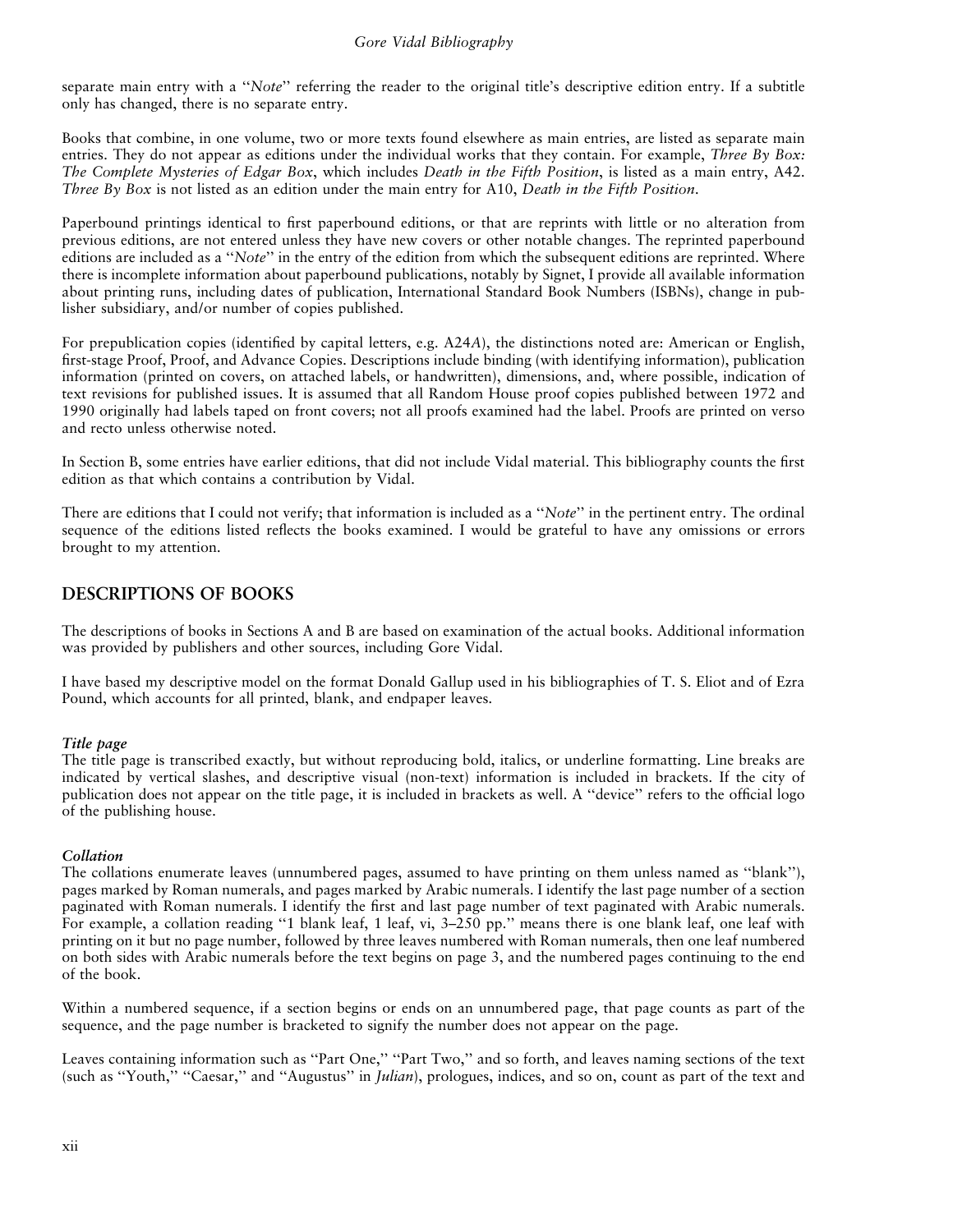separate main entry with a "*Note*" referring the reader to the original title's descriptive edition entry. If a subtitle only has changed, there is no separate entry.

Books that combine, in one volume, two or more texts found elsewhere as main entries, are listed as separate main entries. They do not appear as editions under the individual works that they contain. For example, *Three By Box: The Complete Mysteries of Edgar Box*, which includes *Death in the Fifth Position*, is listed as a main entry, A42. *Three By Box* is not listed as an edition under the main entry for A10, *Death in the Fifth Position*.

Paperbound printings identical to first paperbound editions, or that are reprints with little or no alteration from previous editions, are not entered unless they have new covers or other notable changes. The reprinted paperbound editions are included as a "*Note*" in the entry of the edition from which the subsequent editions are reprinted. Where there is incomplete information about paperbound publications, notably by Signet, I provide all available information about printing runs, including dates of publication, International Standard Book Numbers (ISBNs), change in publisher subsidiary, and/or number of copies published.

For prepublication copies (identified by capital letters, e.g. A24*A*), the distinctions noted are: American or English, first-stage Proof, Proof, and Advance Copies. Descriptions include binding (with identifying information), publication information (printed on covers, on attached labels, or handwritten), dimensions, and, where possible, indication of text revisions for published issues. It is assumed that all Random House proof copies published between 1972 and 1990 originally had labels taped on front covers; not all proofs examined had the label. Proofs are printed on verso and recto unless otherwise noted.

In Section B, some entries have earlier editions, that did not include Vidal material. This bibliography counts the first edition as that which contains a contribution by Vidal.

There are editions that I could not verify; that information is included as a "*Note*" in the pertinent entry. The ordinal sequence of the editions listed reflects the books examined. I would be grateful to have any omissions or errors brought to my attention.

## DESCRIPTIONS OF BOOKS

The descriptions of books in Sections A and B are based on examination of the actual books. Additional information was provided by publishers and other sources, including Gore Vidal.

I have based my descriptive model on the format Donald Gallup used in his bibliographies of T. S. Eliot and of Ezra Pound, which accounts for all printed, blank, and endpaper leaves.

### *Title page*

The title page is transcribed exactly, but without reproducing bold, italics, or underline formatting. Line breaks are indicated by vertical slashes, and descriptive visual (non-text) information is included in brackets. If the city of publication does not appear on the title page, it is included in brackets as well. A "device" refers to the official logo of the publishing house.

### *Collation*

The collations enumerate leaves (unnumbered pages, assumed to have printing on them unless named as "blank"), pages marked by Roman numerals, and pages marked by Arabic numerals. I identify the last page number of a section paginated with Roman numerals. I identify the first and last page number of text paginated with Arabic numerals. For example, a collation reading "1 blank leaf, 1 leaf, vi, 3–250 pp." means there is one blank leaf, one leaf with printing on it but no page number, followed by three leaves numbered with Roman numerals, then one leaf numbered on both sides with Arabic numerals before the text begins on page 3, and the numbered pages continuing to the end of the book.

Within a numbered sequence, if a section begins or ends on an unnumbered page, that page counts as part of the sequence, and the page number is bracketed to signify the number does not appear on the page.

Leaves containing information such as "Part One," "Part Two," and so forth, and leaves naming sections of the text (such as "Youth," "Caesar," and "Augustus" in *Julian*), prologues, indices, and so on, count as part of the text and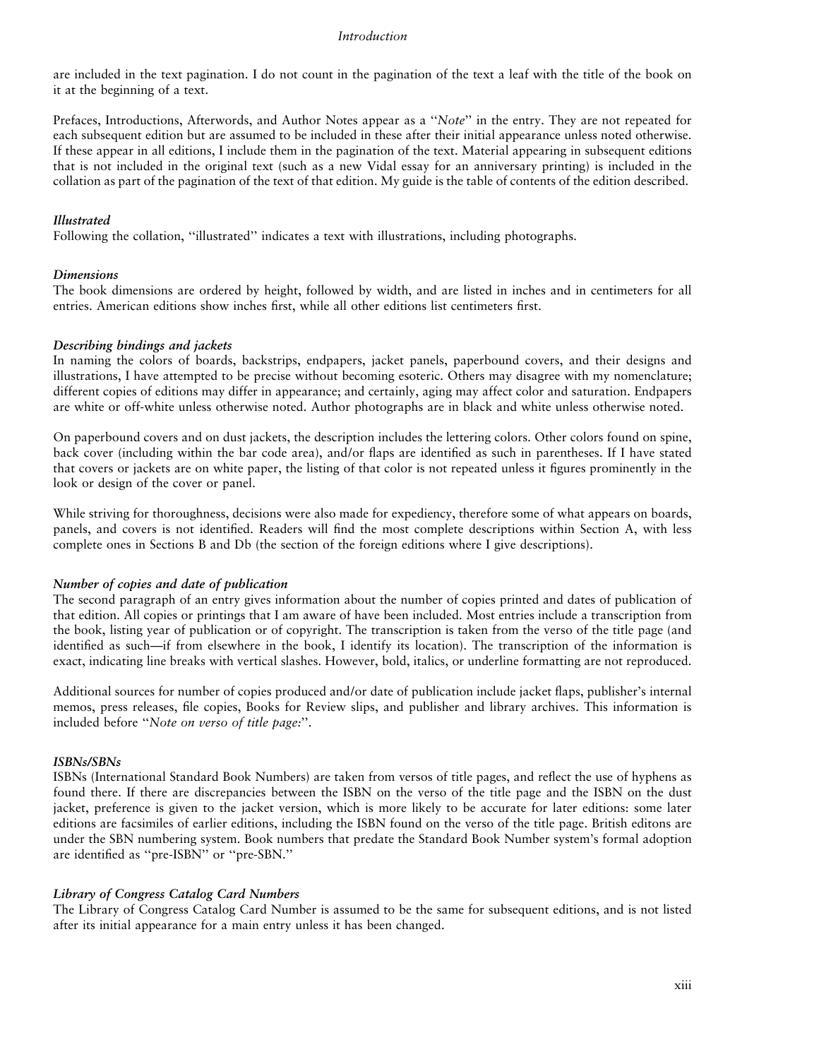are included in the text pagination. I do not count in the pagination of the text a leaf with the title of the book on it at the beginning of a text.

Prefaces, Introductions, Afterwords, and Author Notes appear as a "*Note*" in the entry. They are not repeated for each subsequent edition but are assumed to be included in these after their initial appearance unless noted otherwise. If these appear in all editions, I include them in the pagination of the text. Material appearing in subsequent editions that is not included in the original text (such as a new Vidal essay for an anniversary printing) is included in the collation as part of the pagination of the text of that edition. My guide is the table of contents of the edition described.

### *Illustrated*

Following the collation, "illustrated" indicates a text with illustrations, including photographs.

### *Dimensions*

The book dimensions are ordered by height, followed by width, and are listed in inches and in centimeters for all entries. American editions show inches first, while all other editions list centimeters first.

### *Describing bindings and jackets*

In naming the colors of boards, backstrips, endpapers, jacket panels, paperbound covers, and their designs and illustrations, I have attempted to be precise without becoming esoteric. Others may disagree with my nomenclature; different copies of editions may differ in appearance; and certainly, aging may affect color and saturation. Endpapers are white or off-white unless otherwise noted. Author photographs are in black and white unless otherwise noted.

On paperbound covers and on dust jackets, the description includes the lettering colors. Other colors found on spine, back cover (including within the bar code area), and/or flaps are identified as such in parentheses. If I have stated that covers or jackets are on white paper, the listing of that color is not repeated unless it figures prominently in the look or design of the cover or panel.

While striving for thoroughness, decisions were also made for expediency, therefore some of what appears on boards, panels, and covers is not identified. Readers will find the most complete descriptions within Section A, with less complete ones in Sections B and Db (the section of the foreign editions where I give descriptions).

### *Number of copies and date of publication*

The second paragraph of an entry gives information about the number of copies printed and dates of publication of that edition. All copies or printings that I am aware of have been included. Most entries include a transcription from the book, listing year of publication or of copyright. The transcription is taken from the verso of the title page (and identified as such—if from elsewhere in the book, I identify its location). The transcription of the information is exact, indicating line breaks with vertical slashes. However, bold, italics, or underline formatting are not reproduced.

Additional sources for number of copies produced and/or date of publication include jacket flaps, publisher's internal memos, press releases, file copies, Books for Review slips, and publisher and library archives. This information is included before "*Note on verso of title page:*".

### *ISBNs/SBNs*

ISBNs (International Standard Book Numbers) are taken from versos of title pages, and reflect the use of hyphens as found there. If there are discrepancies between the ISBN on the verso of the title page and the ISBN on the dust jacket, preference is given to the jacket version, which is more likely to be accurate for later editions: some later editions are facsimiles of earlier editions, including the ISBN found on the verso of the title page. British editons are under the SBN numbering system. Book numbers that predate the Standard Book Number system's formal adoption are identified as "pre-ISBN" or "pre-SBN."

### *Library of Congress Catalog Card Numbers*

The Library of Congress Catalog Card Number is assumed to be the same for subsequent editions, and is not listed after its initial appearance for a main entry unless it has been changed.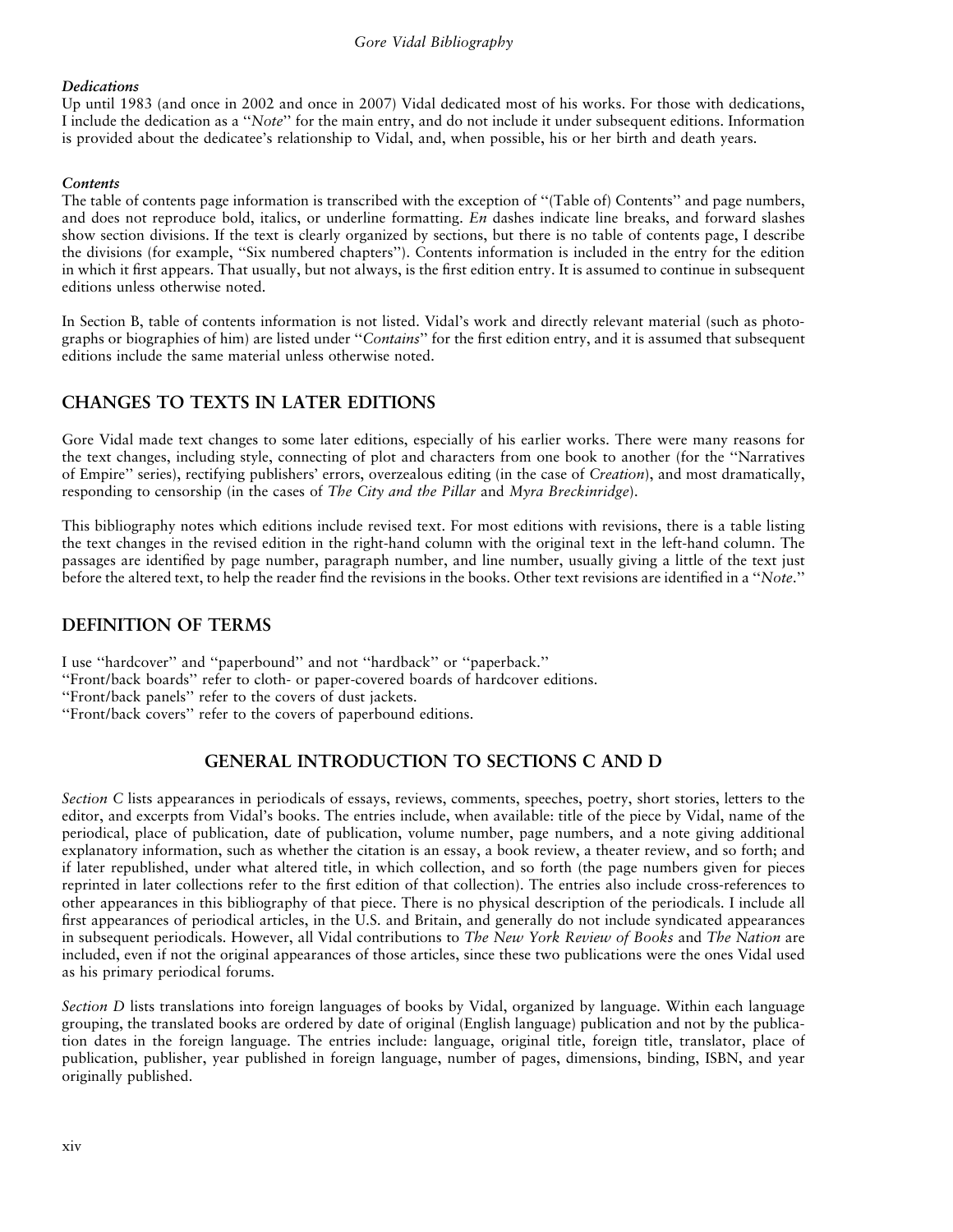### *Dedications*

Up until 1983 (and once in 2002 and once in 2007) Vidal dedicated most of his works. For those with dedications, I include the dedication as a ''*Note*'' for the main entry, and do not include it under subsequent editions. Information is provided about the dedicatee's relationship to Vidal, and, when possible, his or her birth and death years.

### *Contents*

The table of contents page information is transcribed with the exception of ''(Table of) Contents'' and page numbers, and does not reproduce bold, italics, or underline formatting. *En* dashes indicate line breaks, and forward slashes show section divisions. If the text is clearly organized by sections, but there is no table of contents page, I describe the divisions (for example, ''Six numbered chapters''). Contents information is included in the entry for the edition in which it first appears. That usually, but not always, is the first edition entry. It is assumed to continue in subsequent editions unless otherwise noted.

In Section B, table of contents information is not listed. Vidal's work and directly relevant material (such as photographs or biographies of him) are listed under ''*Contains*'' for the first edition entry, and it is assumed that subsequent editions include the same material unless otherwise noted.

## CHANGES TO TEXTS IN LATER EDITIONS

Gore Vidal made text changes to some later editions, especially of his earlier works. There were many reasons for the text changes, including style, connecting of plot and characters from one book to another (for the ''Narratives of Empire'' series), rectifying publishers' errors, overzealous editing (in the case of *Creation*), and most dramatically, responding to censorship (in the cases of *The City and the Pillar* and *Myra Breckinridge*).

This bibliography notes which editions include revised text. For most editions with revisions, there is a table listing the text changes in the revised edition in the right-hand column with the original text in the left-hand column. The passages are identified by page number, paragraph number, and line number, usually giving a little of the text just before the altered text, to help the reader find the revisions in the books. Other text revisions are identified in a ''*Note*.''

## DEFINITION OF TERMS

I use ''hardcover'' and ''paperbound'' and not ''hardback'' or ''paperback.''
''Front/back boards'' refer to cloth- or paper-covered boards of hardcover editions.
''Front/back panels'' refer to the covers of dust jackets.
''Front/back covers'' refer to the covers of paperbound editions.

## GENERAL INTRODUCTION TO SECTIONS C AND D

*Section C* lists appearances in periodicals of essays, reviews, comments, speeches, poetry, short stories, letters to the editor, and excerpts from Vidal's books. The entries include, when available: title of the piece by Vidal, name of the periodical, place of publication, date of publication, volume number, page numbers, and a note giving additional explanatory information, such as whether the citation is an essay, a book review, a theater review, and so forth; and if later republished, under what altered title, in which collection, and so forth (the page numbers given for pieces reprinted in later collections refer to the first edition of that collection). The entries also include cross-references to other appearances in this bibliography of that piece. There is no physical description of the periodicals. I include all first appearances of periodical articles, in the U.S. and Britain, and generally do not include syndicated appearances in subsequent periodicals. However, all Vidal contributions to *The New York Review of Books* and *The Nation* are included, even if not the original appearances of those articles, since these two publications were the ones Vidal used as his primary periodical forums.

*Section D* lists translations into foreign languages of books by Vidal, organized by language. Within each language grouping, the translated books are ordered by date of original (English language) publication and not by the publication dates in the foreign language. The entries include: language, original title, foreign title, translator, place of publication, publisher, year published in foreign language, number of pages, dimensions, binding, ISBN, and year originally published.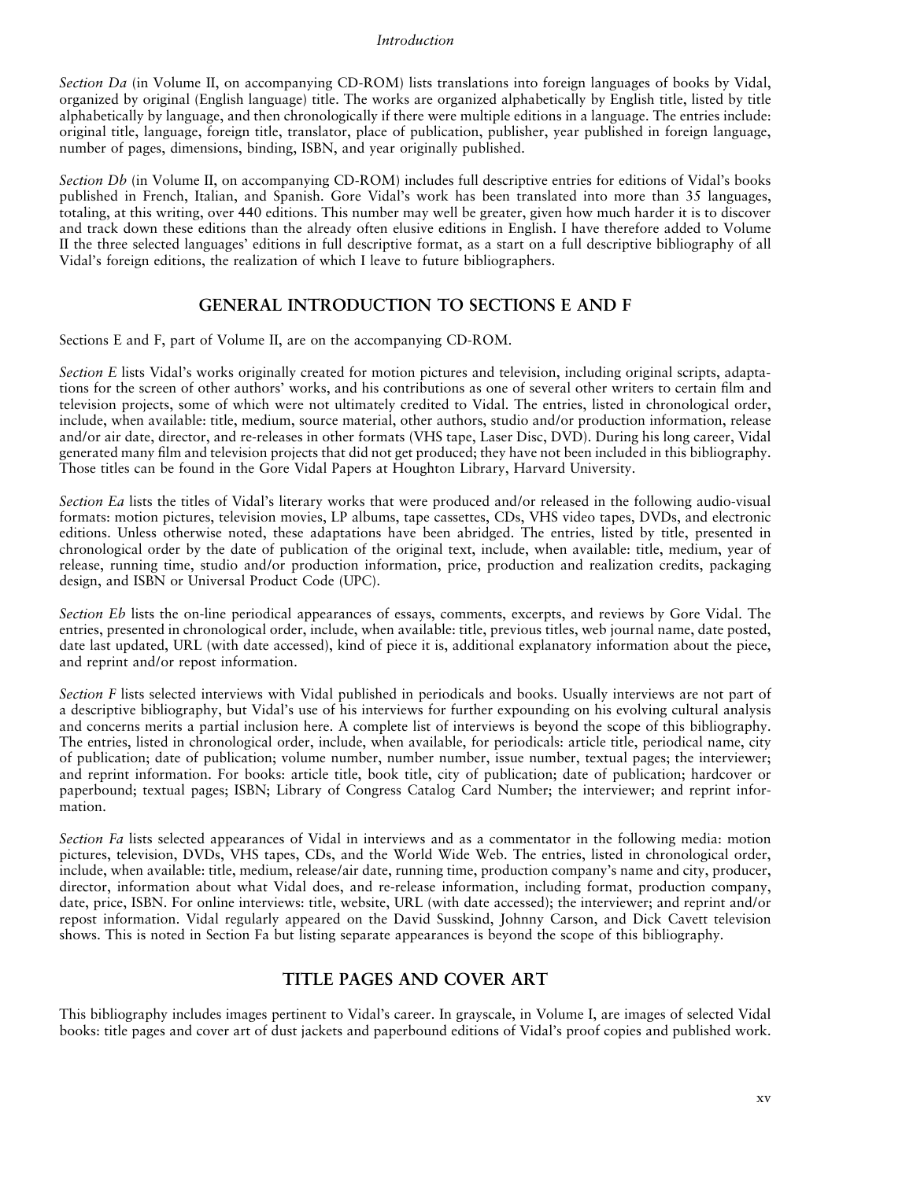*Section Da* (in Volume II, on accompanying CD-ROM) lists translations into foreign languages of books by Vidal, organized by original (English language) title. The works are organized alphabetically by English title, listed by title alphabetically by language, and then chronologically if there were multiple editions in a language. The entries include: original title, language, foreign title, translator, place of publication, publisher, year published in foreign language, number of pages, dimensions, binding, ISBN, and year originally published.

*Section Db* (in Volume II, on accompanying CD-ROM) includes full descriptive entries for editions of Vidal's books published in French, Italian, and Spanish. Gore Vidal's work has been translated into more than 35 languages, totaling, at this writing, over 440 editions. This number may well be greater, given how much harder it is to discover and track down these editions than the already often elusive editions in English. I have therefore added to Volume II the three selected languages' editions in full descriptive format, as a start on a full descriptive bibliography of all Vidal's foreign editions, the realization of which I leave to future bibliographers.

## GENERAL INTRODUCTION TO SECTIONS E AND F

Sections E and F, part of Volume II, are on the accompanying CD-ROM.

*Section E* lists Vidal's works originally created for motion pictures and television, including original scripts, adaptations for the screen of other authors' works, and his contributions as one of several other writers to certain film and television projects, some of which were not ultimately credited to Vidal. The entries, listed in chronological order, include, when available: title, medium, source material, other authors, studio and/or production information, release and/or air date, director, and re-releases in other formats (VHS tape, Laser Disc, DVD). During his long career, Vidal generated many film and television projects that did not get produced; they have not been included in this bibliography. Those titles can be found in the Gore Vidal Papers at Houghton Library, Harvard University.

*Section Ea* lists the titles of Vidal's literary works that were produced and/or released in the following audio-visual formats: motion pictures, television movies, LP albums, tape cassettes, CDs, VHS video tapes, DVDs, and electronic editions. Unless otherwise noted, these adaptations have been abridged. The entries, listed by title, presented in chronological order by the date of publication of the original text, include, when available: title, medium, year of release, running time, studio and/or production information, price, production and realization credits, packaging design, and ISBN or Universal Product Code (UPC).

*Section Eb* lists the on-line periodical appearances of essays, comments, excerpts, and reviews by Gore Vidal. The entries, presented in chronological order, include, when available: title, previous titles, web journal name, date posted, date last updated, URL (with date accessed), kind of piece it is, additional explanatory information about the piece, and reprint and/or repost information.

*Section F* lists selected interviews with Vidal published in periodicals and books. Usually interviews are not part of a descriptive bibliography, but Vidal's use of his interviews for further expounding on his evolving cultural analysis and concerns merits a partial inclusion here. A complete list of interviews is beyond the scope of this bibliography. The entries, listed in chronological order, include, when available, for periodicals: article title, periodical name, city of publication; date of publication; volume number, number number, issue number, textual pages; the interviewer; and reprint information. For books: article title, book title, city of publication; date of publication; hardcover or paperbound; textual pages; ISBN; Library of Congress Catalog Card Number; the interviewer; and reprint information.

*Section Fa* lists selected appearances of Vidal in interviews and as a commentator in the following media: motion pictures, television, DVDs, VHS tapes, CDs, and the World Wide Web. The entries, listed in chronological order, include, when available: title, medium, release/air date, running time, production company's name and city, producer, director, information about what Vidal does, and re-release information, including format, production company, date, price, ISBN. For online interviews: title, website, URL (with date accessed); the interviewer; and reprint and/or repost information. Vidal regularly appeared on the David Susskind, Johnny Carson, and Dick Cavett television shows. This is noted in Section Fa but listing separate appearances is beyond the scope of this bibliography.

## TITLE PAGES AND COVER ART

This bibliography includes images pertinent to Vidal's career. In grayscale, in Volume I, are images of selected Vidal books: title pages and cover art of dust jackets and paperbound editions of Vidal's proof copies and published work.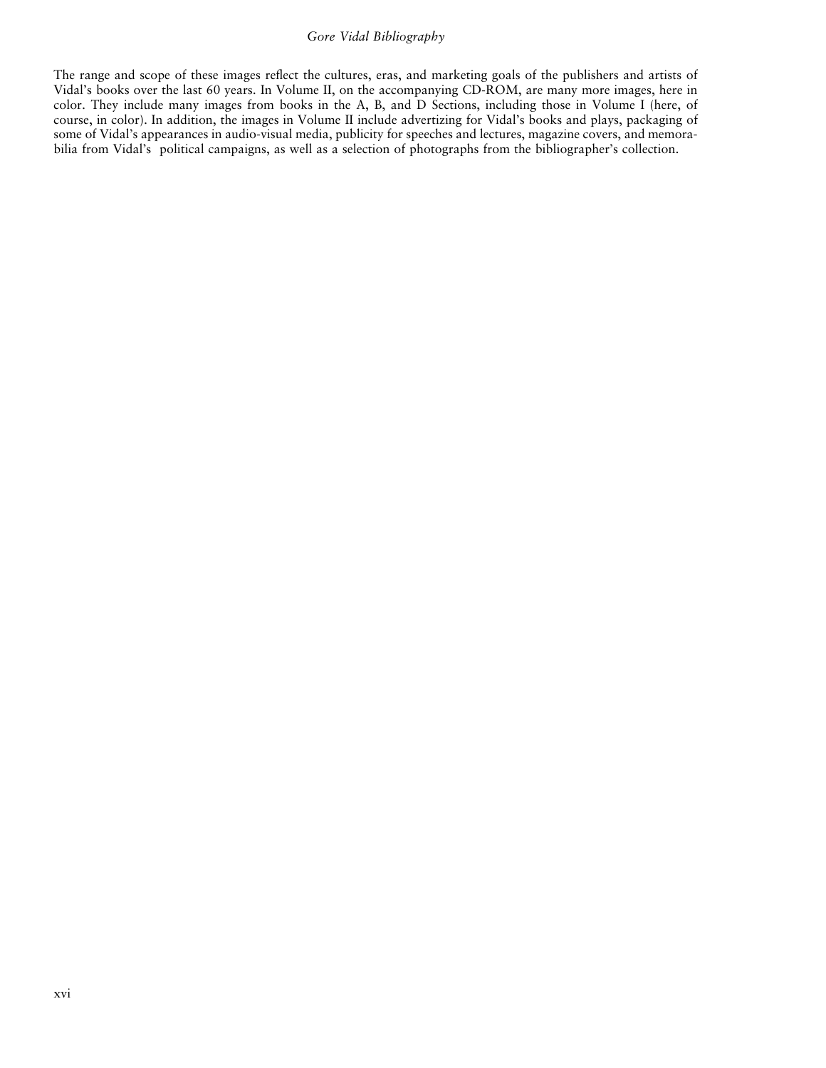The range and scope of these images reflect the cultures, eras, and marketing goals of the publishers and artists of Vidal's books over the last 60 years. In Volume II, on the accompanying CD-ROM, are many more images, here in color. They include many images from books in the A, B, and D Sections, including those in Volume I (here, of course, in color). In addition, the images in Volume II include advertizing for Vidal's books and plays, packaging of some of Vidal's appearances in audio-visual media, publicity for speeches and lectures, magazine covers, and memorabilia from Vidal's political campaigns, as well as a selection of photographs from the bibliographer's collection.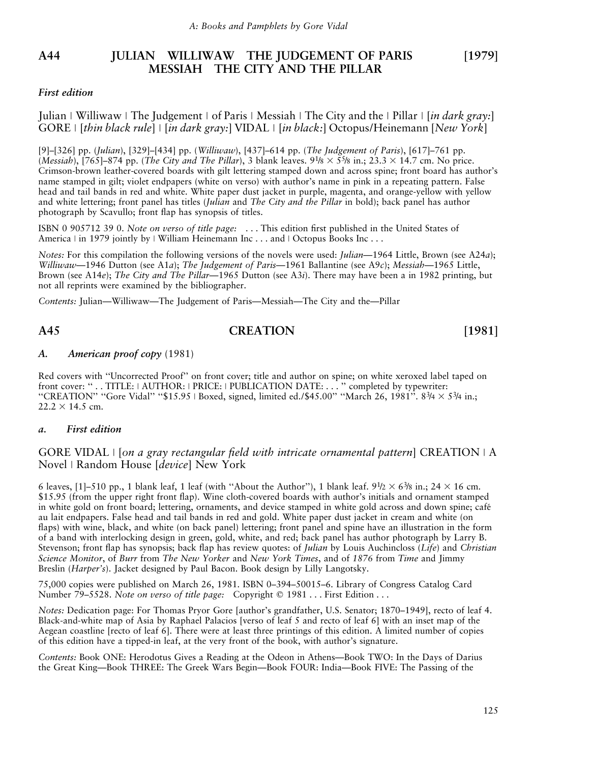## A44 JULIAN WILLIWAW THE JUDGEMENT OF PARIS MESSIAH THE CITY AND THE PILLAR [1979]

***First edition***

Julian | Williwaw | The Judgement | of Paris | Messiah | The City and the | Pillar | [*in dark gray:*] GORE | [*thin black rule*] | [*in dark gray:*] VIDAL | [*in black:*] Octopus/Heinemann [*New York*]

[9]–[326] pp. (*Julian*), [329]–[434] pp. (*Williwaw*), [437]–614 pp. (*The Judgement of Paris*), [617]–761 pp. (*Messiah*), [765]–874 pp. (*The City and The Pillar*), 3 blank leaves. 9⅛ × 5⅝ in.; 23.3 × 14.7 cm. No price. Crimson-brown leather-covered boards with gilt lettering stamped down and across spine; front board has author's name stamped in gilt; violet endpapers (white on verso) with author's name in pink in a repeating pattern. False head and tail bands in red and white. White paper dust jacket in purple, magenta, and orange-yellow with yellow and white lettering; front panel has titles (*Julian* and *The City and the Pillar* in bold); back panel has author photograph by Scavullo; front flap has synopsis of titles.

ISBN 0 905712 39 0. *Note on verso of title page:* . . . This edition first published in the United States of America | in 1979 jointly by | William Heinemann Inc . . . and | Octopus Books Inc . . .

*Notes:* For this compilation the following versions of the novels were used: *Julian*—1964 Little, Brown (see A24*a*); *Williwaw*—1946 Dutton (see A1*a*); *The Judgement of Paris*—1961 Ballantine (see A9*c*); *Messiah*—1965 Little, Brown (see A14*e*); *The City and The Pillar*—1965 Dutton (see A3*i*). There may have been a in 1982 printing, but not all reprints were examined by the bibliographer.

*Contents:* Julian—Williwaw—The Judgement of Paris—Messiah—The City and the—Pillar

## A45 CREATION [1981]

***A. American proof copy*** (1981)

Red covers with "Uncorrected Proof" on front cover; title and author on spine; on white xeroxed label taped on front cover: " . . TITLE: | AUTHOR: | PRICE: | PUBLICATION DATE: . . . " completed by typewriter: "CREATION" "Gore Vidal" "$15.95 | Boxed, signed, limited ed./$45.00" "March 26, 1981". 8¾ × 5¾ in.; 22.2 × 14.5 cm.

***a. First edition***

GORE VIDAL | [*on a gray rectangular field with intricate ornamental pattern*] CREATION | A Novel | Random House [*device*] New York

6 leaves, [1]–510 pp., 1 blank leaf, 1 leaf (with "About the Author"), 1 blank leaf. 9½ × 6⅜ in.; 24 × 16 cm. $15.95 (from the upper right front flap). Wine cloth-covered boards with author's initials and ornament stamped in white gold on front board; lettering, ornaments, and device stamped in white gold across and down spine; café au lait endpapers. False head and tail bands in red and gold. White paper dust jacket in cream and white (on flaps) with wine, black, and white (on back panel) lettering; front panel and spine have an illustration in the form of a band with interlocking design in green, gold, white, and red; back panel has author photograph by Larry B. Stevenson; front flap has synopsis; back flap has review quotes: of *Julian* by Louis Auchincloss (*Life*) and *Christian Science Monitor*, of *Burr* from *The New Yorker* and *New York Times*, and of *1876* from *Time* and Jimmy Breslin (*Harper's*). Jacket designed by Paul Bacon. Book design by Lilly Langotsky.

75,000 copies were published on March 26, 1981. ISBN 0–394–50015–6. Library of Congress Catalog Card Number 79–5528. *Note on verso of title page:* Copyright © 1981 . . . First Edition . . .

*Notes:* Dedication page: For Thomas Pryor Gore [author's grandfather, U.S. Senator; 1870–1949], recto of leaf 4. Black-and-white map of Asia by Raphael Palacios [verso of leaf 5 and recto of leaf 6] with an inset map of the Aegean coastline [recto of leaf 6]. There were at least three printings of this edition. A limited number of copies of this edition have a tipped-in leaf, at the very front of the book, with author's signature.

*Contents:* Book ONE: Herodotus Gives a Reading at the Odeon in Athens—Book TWO: In the Days of Darius the Great King—Book THREE: The Greek Wars Begin—Book FOUR: India—Book FIVE: The Passing of the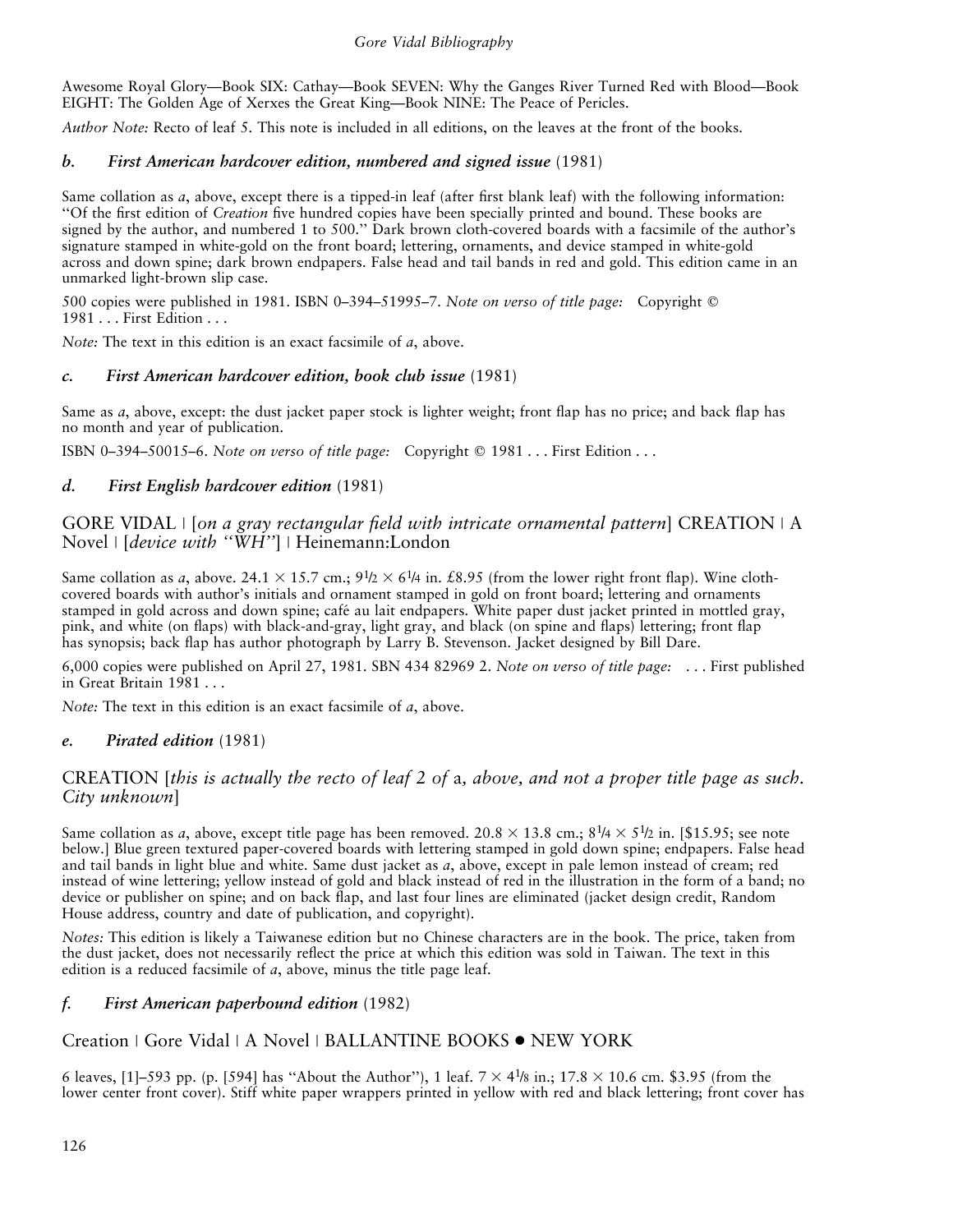Awesome Royal Glory—Book SIX: Cathay—Book SEVEN: Why the Ganges River Turned Red with Blood—Book EIGHT: The Golden Age of Xerxes the Great King—Book NINE: The Peace of Pericles.

*Author Note:* Recto of leaf 5. This note is included in all editions, on the leaves at the front of the books.

### *b. First American hardcover edition, numbered and signed issue* (1981)

Same collation as *a*, above, except there is a tipped-in leaf (after first blank leaf) with the following information: "Of the first edition of *Creation* five hundred copies have been specially printed and bound. These books are signed by the author, and numbered 1 to 500." Dark brown cloth-covered boards with a facsimile of the author's signature stamped in white-gold on the front board; lettering, ornaments, and device stamped in white-gold across and down spine; dark brown endpapers. False head and tail bands in red and gold. This edition came in an unmarked light-brown slip case.

500 copies were published in 1981. ISBN 0–394–51995–7. *Note on verso of title page:* Copyright © 1981 . . . First Edition . . .

*Note:* The text in this edition is an exact facsimile of *a*, above.

### *c. First American hardcover edition, book club issue* (1981)

Same as *a*, above, except: the dust jacket paper stock is lighter weight; front flap has no price; and back flap has no month and year of publication.

ISBN 0–394–50015–6. *Note on verso of title page:* Copyright © 1981 . . . First Edition . . .

### *d. First English hardcover edition* (1981)

GORE VIDAL | [*on a gray rectangular field with intricate ornamental pattern*] CREATION | A Novel | [*device with "WH"*] | Heinemann:London

Same collation as *a*, above. 24.1 × 15.7 cm.; 9½ × 6¼ in. £8.95 (from the lower right front flap). Wine cloth-covered boards with author's initials and ornament stamped in gold on front board; lettering and ornaments stamped in gold across and down spine; café au lait endpapers. White paper dust jacket printed in mottled gray, pink, and white (on flaps) with black-and-gray, light gray, and black (on spine and flaps) lettering; front flap has synopsis; back flap has author photograph by Larry B. Stevenson. Jacket designed by Bill Dare.

6,000 copies were published on April 27, 1981. SBN 434 82969 2. *Note on verso of title page:* . . . First published in Great Britain 1981 . . .

*Note:* The text in this edition is an exact facsimile of *a*, above.

### *e. Pirated edition* (1981)

CREATION [*this is actually the recto of leaf 2 of* a*, above, and not a proper title page as such. City unknown*]

Same collation as *a*, above, except title page has been removed. 20.8 × 13.8 cm.; 8¼ × 5½ in. [$15.95; see note below.] Blue green textured paper-covered boards with lettering stamped in gold down spine; endpapers. False head and tail bands in light blue and white. Same dust jacket as *a*, above, except in pale lemon instead of cream; red instead of wine lettering; yellow instead of gold and black instead of red in the illustration in the form of a band; no device or publisher on spine; and on back flap, and last four lines are eliminated (jacket design credit, Random House address, country and date of publication, and copyright).

*Notes:* This edition is likely a Taiwanese edition but no Chinese characters are in the book. The price, taken from the dust jacket, does not necessarily reflect the price at which this edition was sold in Taiwan. The text in this edition is a reduced facsimile of *a*, above, minus the title page leaf.

### *f. First American paperbound edition* (1982)

Creation | Gore Vidal | A Novel | BALLANTINE BOOKS ● NEW YORK

6 leaves, [1]–593 pp. (p. [594] has "About the Author"), 1 leaf. 7 × 4⅛ in.; 17.8 × 10.6 cm. $3.95 (from the lower center front cover). Stiff white paper wrappers printed in yellow with red and black lettering; front cover has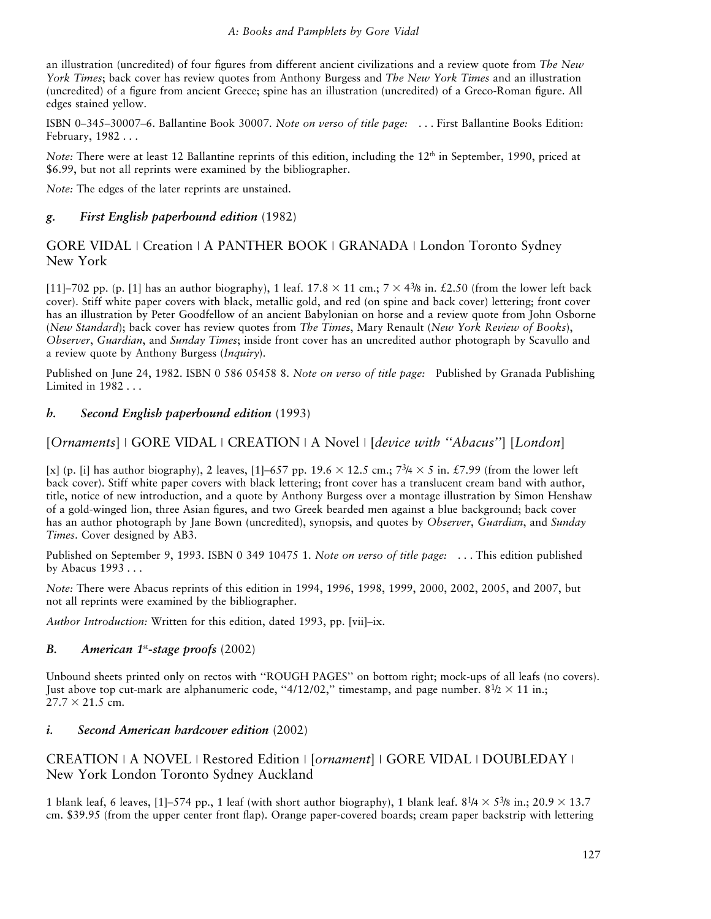an illustration (uncredited) of four figures from different ancient civilizations and a review quote from *The New York Times*; back cover has review quotes from Anthony Burgess and *The New York Times* and an illustration (uncredited) of a figure from ancient Greece; spine has an illustration (uncredited) of a Greco-Roman figure. All edges stained yellow.

ISBN 0–345–30007–6. Ballantine Book 30007. *Note on verso of title page:* . . . First Ballantine Books Edition: February, 1982 . . .

*Note:* There were at least 12 Ballantine reprints of this edition, including the 12th in September, 1990, priced at $6.99, but not all reprints were examined by the bibliographer.

*Note:* The edges of the later reprints are unstained.

### *g. First English paperbound edition* (1982)

GORE VIDAL | Creation | A PANTHER BOOK | GRANADA | London Toronto Sydney New York

[11]–702 pp. (p. [1] has an author biography), 1 leaf. 17.8 × 11 cm.; 7 × 4 3/8 in. £2.50 (from the lower left back cover). Stiff white paper covers with black, metallic gold, and red (on spine and back cover) lettering; front cover has an illustration by Peter Goodfellow of an ancient Babylonian on horse and a review quote from John Osborne (*New Standard*); back cover has review quotes from *The Times*, Mary Renault (*New York Review of Books*), *Observer*, *Guardian*, and *Sunday Times*; inside front cover has an uncredited author photograph by Scavullo and a review quote by Anthony Burgess (*Inquiry*).

Published on June 24, 1982. ISBN 0 586 05458 8. *Note on verso of title page:* Published by Granada Publishing Limited in 1982 . . .

### *h. Second English paperbound edition* (1993)

[*Ornaments*] | GORE VIDAL | CREATION | A Novel | [*device with "Abacus"*] [*London*]

[x] (p. [i] has author biography), 2 leaves, [1]–657 pp. 19.6 × 12.5 cm.; 7 3/4 × 5 in. £7.99 (from the lower left back cover). Stiff white paper covers with black lettering; front cover has a translucent cream band with author, title, notice of new introduction, and a quote by Anthony Burgess over a montage illustration by Simon Henshaw of a gold-winged lion, three Asian figures, and two Greek bearded men against a blue background; back cover has an author photograph by Jane Bown (uncredited), synopsis, and quotes by *Observer*, *Guardian*, and *Sunday Times*. Cover designed by AB3.

Published on September 9, 1993. ISBN 0 349 10475 1. *Note on verso of title page:* . . . This edition published by Abacus 1993 . . .

*Note:* There were Abacus reprints of this edition in 1994, 1996, 1998, 1999, 2000, 2002, 2005, and 2007, but not all reprints were examined by the bibliographer.

*Author Introduction:* Written for this edition, dated 1993, pp. [vii]–ix.

### *B. American 1st-stage proofs* (2002)

Unbound sheets printed only on rectos with "ROUGH PAGES" on bottom right; mock-ups of all leafs (no covers). Just above top cut-mark are alphanumeric code, "4/12/02," timestamp, and page number. 8 1/2 × 11 in.; 27.7 × 21.5 cm.

### *i. Second American hardcover edition* (2002)

CREATION | A NOVEL | Restored Edition | [*ornament*] | GORE VIDAL | DOUBLEDAY | New York London Toronto Sydney Auckland

1 blank leaf, 6 leaves, [1]–574 pp., 1 leaf (with short author biography), 1 blank leaf. 8 1/4 × 5 3/8 in.; 20.9 × 13.7 cm. $39.95 (from the upper center front flap). Orange paper-covered boards; cream paper backstrip with lettering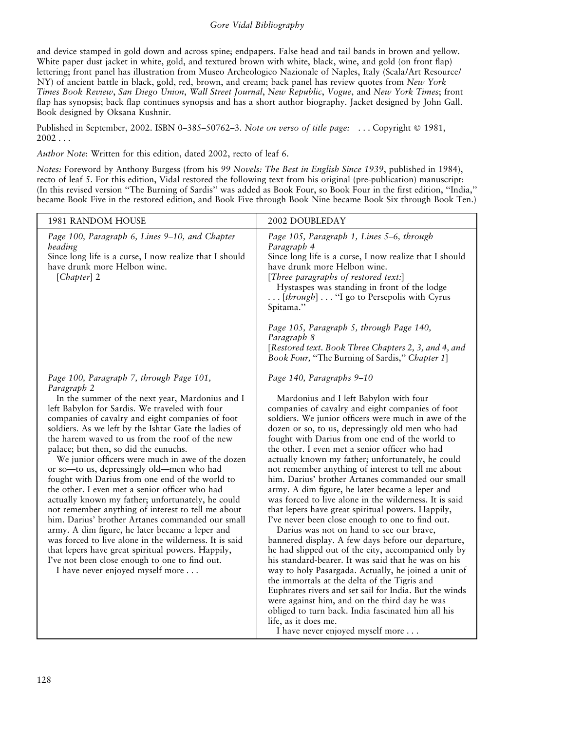and device stamped in gold down and across spine; endpapers. False head and tail bands in brown and yellow. White paper dust jacket in white, gold, and textured brown with white, black, wine, and gold (on front flap) lettering; front panel has illustration from Museo Archeologico Nazionale of Naples, Italy (Scala/Art Resource/NY) of ancient battle in black, gold, red, brown, and cream; back panel has review quotes from *New York Times Book Review*, *San Diego Union*, *Wall Street Journal*, *New Republic*, *Vogue*, and *New York Times*; front flap has synopsis; back flap continues synopsis and has a short author biography. Jacket designed by John Gall. Book designed by Oksana Kushnir.

Published in September, 2002. ISBN 0–385–50762–3. *Note on verso of title page:* . . . Copyright © 1981, 2002 . . .

*Author Note*: Written for this edition, dated 2002, recto of leaf 6.

*Notes:* Foreword by Anthony Burgess (from his *99 Novels: The Best in English Since 1939*, published in 1984), recto of leaf 5. For this edition, Vidal restored the following text from his original (pre-publication) manuscript: (In this revised version "The Burning of Sardis" was added as Book Four, so Book Four in the first edition, "India," became Book Five in the restored edition, and Book Five through Book Nine became Book Six through Book Ten.)

| 1981 RANDOM HOUSE | 2002 DOUBLEDAY |
|---|---|
| *Page 100, Paragraph 6, Lines 9–10, and Chapter heading*<br>Since long life is a curse, I now realize that I should have drunk more Helbon wine.<br>[*Chapter*] 2 | *Page 105, Paragraph 1, Lines 5–6, through Paragraph 4*<br>Since long life is a curse, I now realize that I should have drunk more Helbon wine.<br>[*Three paragraphs of restored text:*]<br>Hystaspes was standing in front of the lodge . . . [*through*] . . . "I go to Persepolis with Cyrus Spitama."<br><br>*Page 105, Paragraph 5, through Page 140, Paragraph 8*<br>[*Restored text. Book Three Chapters 2, 3, and 4, and Book Four,* "The Burning of Sardis," *Chapter 1*] |
| *Page 100, Paragraph 7, through Page 101, Paragraph 2*<br>In the summer of the next year, Mardonius and I left Babylon for Sardis. We traveled with four companies of cavalry and eight companies of foot soldiers. As we left by the Ishtar Gate the ladies of the harem waved to us from the roof of the new palace; but then, so did the eunuchs.<br>We junior officers were much in awe of the dozen or so—to us, depressingly old—men who had fought with Darius from one end of the world to the other. I even met a senior officer who had actually known my father; unfortunately, he could not remember anything of interest to tell me about him. Darius' brother Artanes commanded our small army. A dim figure, he later became a leper and was forced to live alone in the wilderness. It is said that lepers have great spiritual powers. Happily, I've not been close enough to one to find out.<br>I have never enjoyed myself more . . . | *Page 140, Paragraphs 9–10*<br>Mardonius and I left Babylon with four companies of cavalry and eight companies of foot soldiers. We junior officers were much in awe of the dozen or so, to us, depressingly old men who had fought with Darius from one end of the world to the other. I even met a senior officer who had actually known my father; unfortunately, he could not remember anything of interest to tell me about him. Darius' brother Artanes commanded our small army. A dim figure, he later became a leper and was forced to live alone in the wilderness. It is said that lepers have great spiritual powers. Happily, I've never been close enough to one to find out.<br>Darius was not on hand to see our brave, bannered display. A few days before our departure, he had slipped out of the city, accompanied only by his standard-bearer. It was said that he was on his way to holy Pasargada. Actually, he joined a unit of the immortals at the delta of the Tigris and Euphrates rivers and set sail for India. But the winds were against him, and on the third day he was obliged to turn back. India fascinated him all his life, as it does me.<br>I have never enjoyed myself more . . . |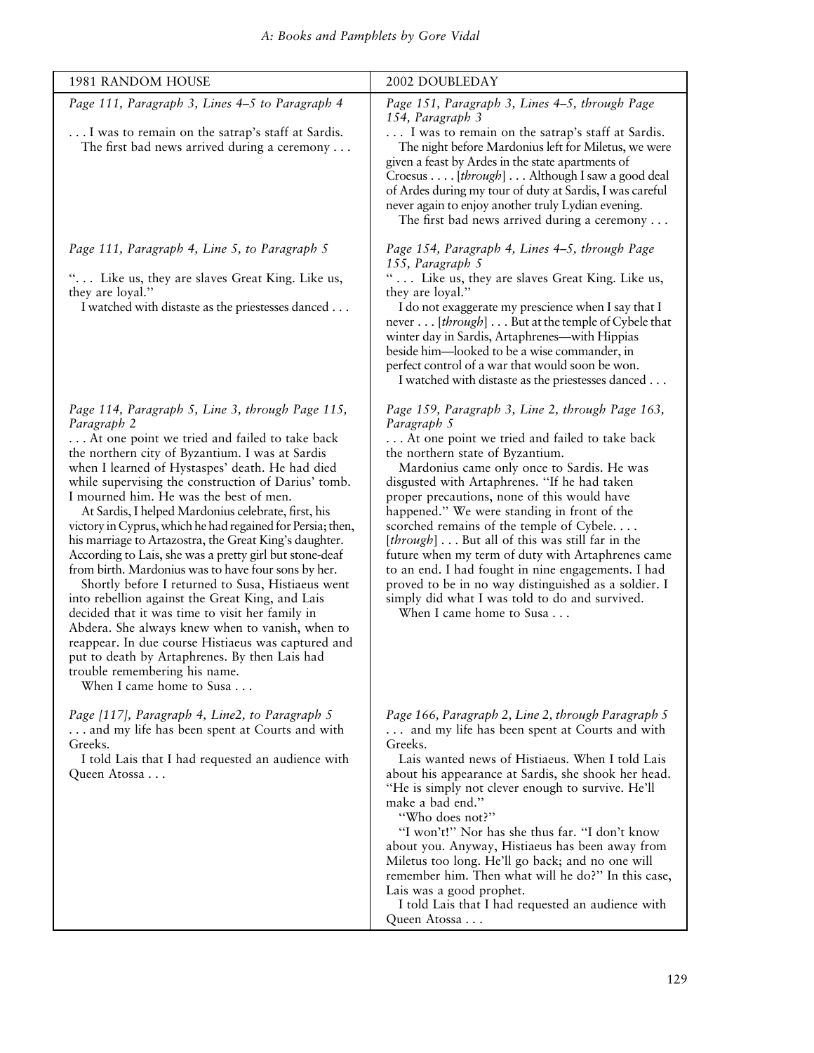| 1981 RANDOM HOUSE | 2002 DOUBLEDAY |
|---|---|
| *Page 111, Paragraph 3, Lines 4–5 to Paragraph 4*<br><br>. . . I was to remain on the satrap's staff at Sardis.<br>The first bad news arrived during a ceremony . . . | *Page 151, Paragraph 3, Lines 4–5, through Page 154, Paragraph 3*<br>. . . I was to remain on the satrap's staff at Sardis.<br>The night before Mardonius left for Miletus, we were given a feast by Ardes in the state apartments of Croesus . . . . [*through*] . . . Although I saw a good deal of Ardes during my tour of duty at Sardis, I was careful never again to enjoy another truly Lydian evening.<br>The first bad news arrived during a ceremony . . . |
| *Page 111, Paragraph 4, Line 5, to Paragraph 5*<br><br>". . . Like us, they are slaves Great King. Like us, they are loyal."<br>I watched with distaste as the priestesses danced . . . | *Page 154, Paragraph 4, Lines 4–5, through Page 155, Paragraph 5*<br>" . . . Like us, they are slaves Great King. Like us, they are loyal."<br>I do not exaggerate my prescience when I say that I never . . . [*through*] . . . But at the temple of Cybele that winter day in Sardis, Artaphrenes—with Hippias beside him—looked to be a wise commander, in perfect control of a war that would soon be won.<br>I watched with distaste as the priestesses danced . . . |
| *Page 114, Paragraph 5, Line 3, through Page 115, Paragraph 2*<br>. . . At one point we tried and failed to take back the northern city of Byzantium. I was at Sardis when I learned of Hystaspes' death. He had died while supervising the construction of Darius' tomb. I mourned him. He was the best of men.<br>At Sardis, I helped Mardonius celebrate, first, his victory in Cyprus, which he had regained for Persia; then, his marriage to Artazostra, the Great King's daughter. According to Lais, she was a pretty girl but stone-deaf from birth. Mardonius was to have four sons by her.<br>Shortly before I returned to Susa, Histiaeus went into rebellion against the Great King, and Lais decided that it was time to visit her family in Abdera. She always knew when to vanish, when to reappear. In due course Histiaeus was captured and put to death by Artaphrenes. By then Lais had trouble remembering his name.<br>When I came home to Susa . . . | *Page 159, Paragraph 3, Line 2, through Page 163, Paragraph 5*<br>. . . At one point we tried and failed to take back the northern state of Byzantium.<br>Mardonius came only once to Sardis. He was disgusted with Artaphrenes. "If he had taken proper precautions, none of this would have happened." We were standing in front of the scorched remains of the temple of Cybele. . . . [*through*] . . . But all of this was still far in the future when my term of duty with Artaphrenes came to an end. I had fought in nine engagements. I had proved to be in no way distinguished as a soldier. I simply did what I was told to do and survived.<br>When I came home to Susa . . . |
| *Page [117], Paragraph 4, Line2, to Paragraph 5*<br>. . . and my life has been spent at Courts and with Greeks.<br>I told Lais that I had requested an audience with Queen Atossa . . . | *Page 166, Paragraph 2, Line 2, through Paragraph 5*<br>. . . and my life has been spent at Courts and with Greeks.<br>Lais wanted news of Histiaeus. When I told Lais about his appearance at Sardis, she shook her head. "He is simply not clever enough to survive. He'll make a bad end."<br>"Who does not?"<br>"I won't!" Nor has she thus far. "I don't know about you. Anyway, Histiaeus has been away from Miletus too long. He'll go back; and no one will remember him. Then what will he do?" In this case, Lais was a good prophet.<br>I told Lais that I had requested an audience with Queen Atossa . . . |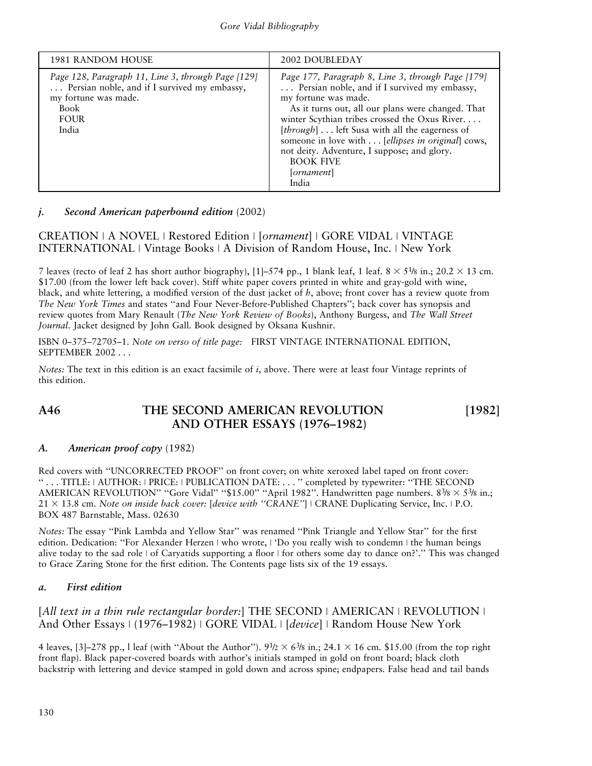| 1981 RANDOM HOUSE | 2002 DOUBLEDAY |
| --- | --- |
| *Page 128, Paragraph 11, Line 3, through Page [129]* . . . Persian noble, and if I survived my embassy, my fortune was made. Book FOUR India | *Page 177, Paragraph 8, Line 3, through Page [179]* . . . Persian noble, and if I survived my embassy, my fortune was made. As it turns out, all our plans were changed. That winter Scythian tribes crossed the Oxus River. . . . [*through*] . . . left Susa with all the eagerness of someone in love with . . . [*ellipses in original*] cows, not deity. Adventure, I suppose; and glory. BOOK FIVE [*ornament*] India |

### *j. Second American paperbound edition* (2002)

CREATION | A NOVEL | Restored Edition | [*ornament*] | GORE VIDAL | VINTAGE INTERNATIONAL | Vintage Books | A Division of Random House, Inc. | New York

7 leaves (recto of leaf 2 has short author biography), [1]–574 pp., 1 blank leaf, 1 leaf. 8 × 5 1/8 in.; 20.2 × 13 cm. $17.00 (from the lower left back cover). Stiff white paper covers printed in white and gray-gold with wine, black, and white lettering, a modified version of the dust jacket of *h*, above; front cover has a review quote from *The New York Times* and states "and Four Never-Before-Published Chapters"; back cover has synopsis and review quotes from Mary Renault (*The New York Review of Books*), Anthony Burgess, and *The Wall Street Journal*. Jacket designed by John Gall. Book designed by Oksana Kushnir.

ISBN 0–375–72705–1. *Note on verso of title page:* FIRST VINTAGE INTERNATIONAL EDITION, SEPTEMBER 2002 . . .

*Notes:* The text in this edition is an exact facsimile of *i*, above. There were at least four Vintage reprints of this edition.

## A46 THE SECOND AMERICAN REVOLUTION AND OTHER ESSAYS (1976–1982) [1982]

### *A. American proof copy* (1982)

Red covers with "UNCORRECTED PROOF" on front cover; on white xeroxed label taped on front cover: " . . . TITLE: | AUTHOR: | PRICE: | PUBLICATION DATE: . . . " completed by typewriter: "THE SECOND AMERICAN REVOLUTION" "Gore Vidal" "$15.00" "April 1982". Handwritten page numbers. 8 3/8 × 5 3/8 in.; 21 × 13.8 cm. *Note on inside back cover:* [*device with "CRANE"*] | CRANE Duplicating Service, Inc. | P.O. BOX 487 Barnstable, Mass. 02630

*Notes:* The essay "Pink Lambda and Yellow Star" was renamed "Pink Triangle and Yellow Star" for the first edition. Dedication: "For Alexander Herzen | who wrote, | 'Do you really wish to condemn | the human beings alive today to the sad role | of Caryatids supporting a floor | for others some day to dance on?'." This was changed to Grace Zaring Stone for the first edition. The Contents page lists six of the 19 essays.

### *a. First edition*

[*All text in a thin rule rectangular border:*] THE SECOND | AMERICAN | REVOLUTION | And Other Essays | (1976–1982) | GORE VIDAL | [*device*] | Random House New York

4 leaves, [3]–278 pp., l leaf (with "About the Author"). 9 1/2 × 6 3/8 in.; 24.1 × 16 cm. $15.00 (from the top right front flap). Black paper-covered boards with author's initials stamped in gold on front board; black cloth backstrip with lettering and device stamped in gold down and across spine; endpapers. False head and tail bands